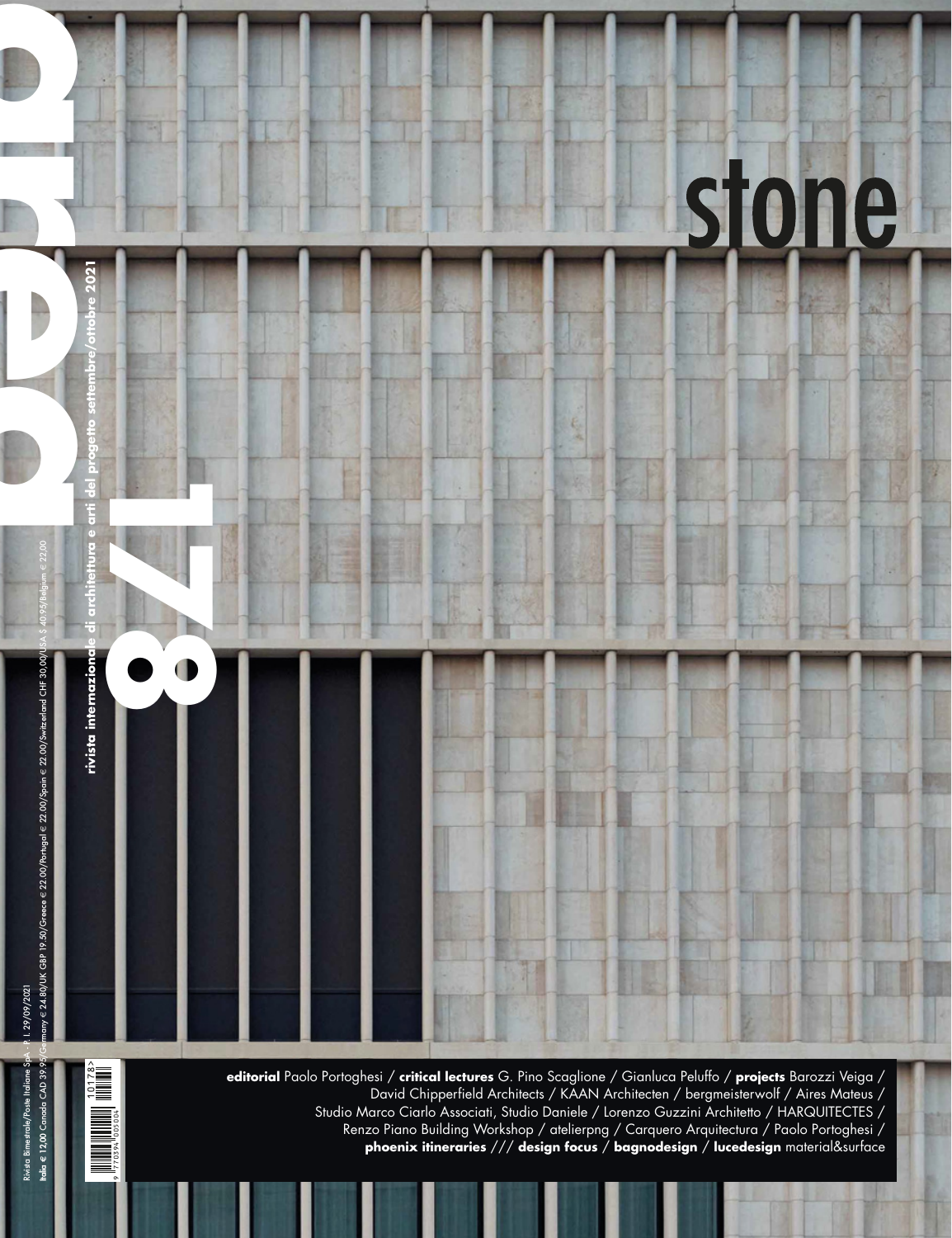# area 178

rivista internazionale di architettura e arti del progetto settembre/ottobre 2021

# stone

**editorial** Paolo Portoghesi / **critical lectures** G. Pino Scaglione / Gianluca Peluffo / **projects** Barozzi Veiga / David Chipperfield Architects / KAAN Architecten / bergmeisterwolf / Aires Mateus / Studio Marco Ciarlo Associati, Studio Daniele / Lorenzo Guzzini Architetto / HARQUITECTES / Renzo Piano Building Workshop / atelierpng / Carquero Arquitectura / Paolo Portoghesi / **phoenix itineraries** /// **design focus** / **bagnodesign** / **lucedesign** material&surface

Rivista Bimestrale/Poste Italiane SpA - P. I. 29/09/2021

Italia € 12,00 Canada CAD 39.95/Germany € 24.80/UK GBP 19.50/Greece € 22.00/Portugal € 22.00/Spain € 22.00/Switzerland CHF 30.00/USA $ 40.95/Belgium € 22.00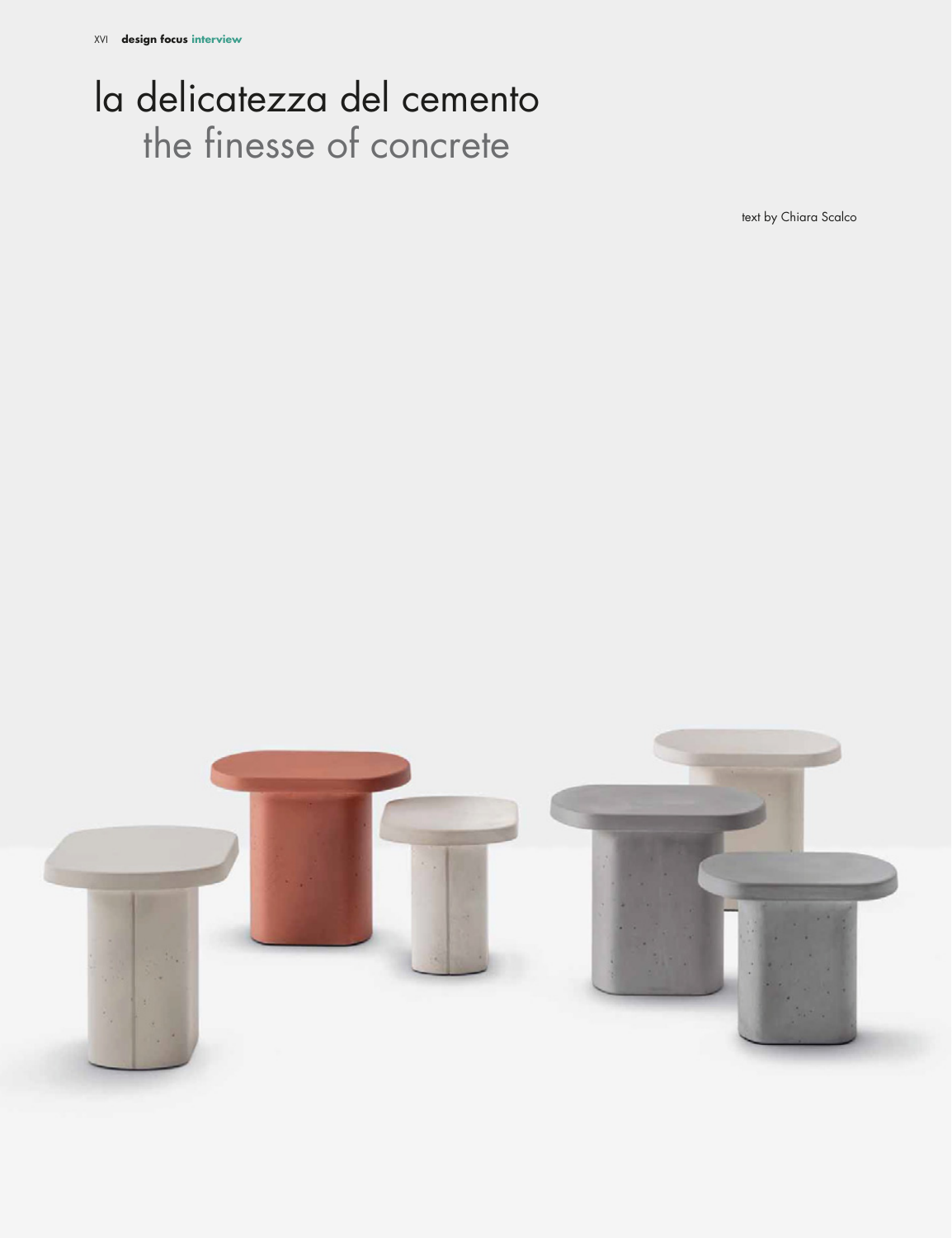# la delicatezza del cemento
## the finesse of concrete

text by Chiara Scalco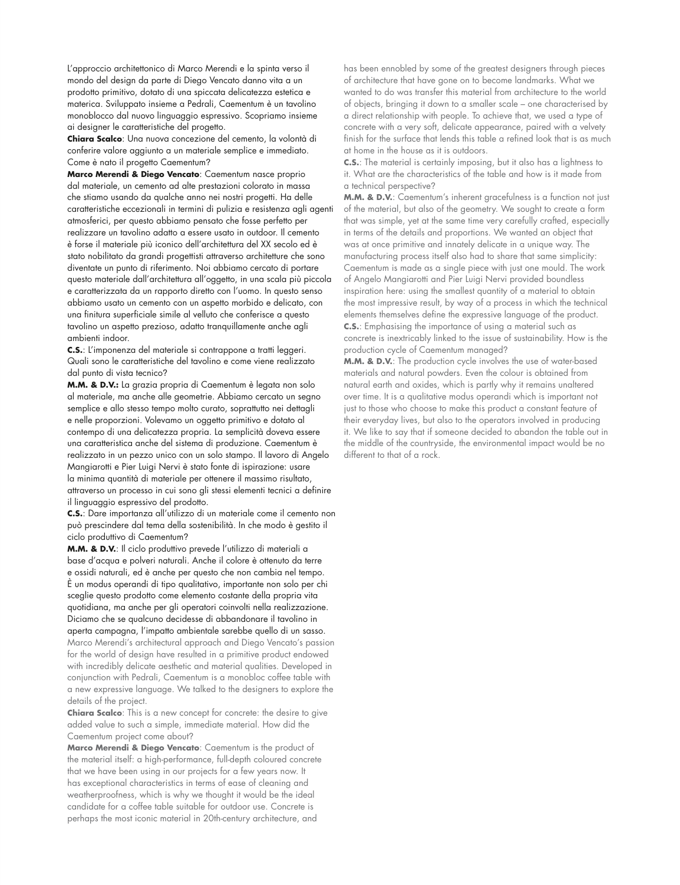L'approccio architettonico di Marco Merendi e la spinta verso il mondo del design da parte di Diego Vencato danno vita a un prodotto primitivo, dotato di una spiccata delicatezza estetica e materica. Sviluppato insieme a Pedrali, Caementum è un tavolino monoblocco dal nuovo linguaggio espressivo. Scopriamo insieme ai designer le caratteristiche del progetto.

**Chiara Scalco**: Una nuova concezione del cemento, la volontà di conferire valore aggiunto a un materiale semplice e immediato. Come è nato il progetto Caementum?

**Marco Merendi & Diego Vencato**: Caementum nasce proprio dal materiale, un cemento ad alte prestazioni colorato in massa che stiamo usando da qualche anno nei nostri progetti. Ha delle caratteristiche eccezionali in termini di pulizia e resistenza agli agenti atmosferici, per questo abbiamo pensato che fosse perfetto per realizzare un tavolino adatto a essere usato in outdoor. Il cemento è forse il materiale più iconico dell'architettura del XX secolo ed è stato nobilitato da grandi progettisti attraverso architetture che sono diventate un punto di riferimento. Noi abbiamo cercato di portare questo materiale dall'architettura all'oggetto, in una scala più piccola e caratterizzata da un rapporto diretto con l'uomo. In questo senso abbiamo usato un cemento con un aspetto morbido e delicato, con una finitura superficiale simile al velluto che conferisce a questo tavolino un aspetto prezioso, adatto tranquillamente anche agli ambienti indoor.

**C.S.**: L'imponenza del materiale si contrappone a tratti leggeri. Quali sono le caratteristiche del tavolino e come viene realizzato dal punto di vista tecnico?

**M.M. & D.V.:** La grazia propria di Caementum è legata non solo al materiale, ma anche alle geometrie. Abbiamo cercato un segno semplice e allo stesso tempo molto curato, soprattutto nei dettagli e nelle proporzioni. Volevamo un oggetto primitivo e dotato al contempo di una delicatezza propria. La semplicità doveva essere una caratteristica anche del sistema di produzione. Caementum è realizzato in un pezzo unico con un solo stampo. Il lavoro di Angelo Mangiarotti e Pier Luigi Nervi è stato fonte di ispirazione: usare la minima quantità di materiale per ottenere il massimo risultato, attraverso un processo in cui sono gli stessi elementi tecnici a definire il linguaggio espressivo del prodotto.

**C.S.**: Dare importanza all'utilizzo di un materiale come il cemento non può prescindere dal tema della sostenibilità. In che modo è gestito il ciclo produttivo di Caementum?

**M.M. & D.V.**: Il ciclo produttivo prevede l'utilizzo di materiali a base d'acqua e polveri naturali. Anche il colore è ottenuto da terre e ossidi naturali, ed è anche per questo che non cambia nel tempo. È un modus operandi di tipo qualitativo, importante non solo per chi sceglie questo prodotto come elemento costante della propria vita quotidiana, ma anche per gli operatori coinvolti nella realizzazione. Diciamo che se qualcuno decidesse di abbandonare il tavolino in aperta campagna, l'impatto ambientale sarebbe quello di un sasso.

Marco Merendi's architectural approach and Diego Vencato's passion for the world of design have resulted in a primitive product endowed with incredibly delicate aesthetic and material qualities. Developed in conjunction with Pedrali, Caementum is a monobloc coffee table with a new expressive language. We talked to the designers to explore the details of the project.

**Chiara Scalco**: This is a new concept for concrete: the desire to give added value to such a simple, immediate material. How did the Caementum project come about?

**Marco Merendi & Diego Vencato**: Caementum is the product of the material itself: a high-performance, full-depth coloured concrete that we have been using in our projects for a few years now. It has exceptional characteristics in terms of ease of cleaning and weatherproofness, which is why we thought it would be the ideal candidate for a coffee table suitable for outdoor use. Concrete is perhaps the most iconic material in 20th-century architecture, and has been ennobled by some of the greatest designers through pieces of architecture that have gone on to become landmarks. What we wanted to do was transfer this material from architecture to the world of objects, bringing it down to a smaller scale – one characterised by a direct relationship with people. To achieve that, we used a type of concrete with a very soft, delicate appearance, paired with a velvety finish for the surface that lends this table a refined look that is as much at home in the house as it is outdoors.

**C.S.**: The material is certainly imposing, but it also has a lightness to it. What are the characteristics of the table and how is it made from a technical perspective?

**M.M. & D.V.**: Caementum's inherent gracefulness is a function not just of the material, but also of the geometry. We sought to create a form that was simple, yet at the same time very carefully crafted, especially in terms of the details and proportions. We wanted an object that was at once primitive and innately delicate in a unique way. The manufacturing process itself also had to share that same simplicity: Caementum is made as a single piece with just one mould. The work of Angelo Mangiarotti and Pier Luigi Nervi provided boundless inspiration here: using the smallest quantity of a material to obtain the most impressive result, by way of a process in which the technical elements themselves define the expressive language of the product.

**C.S.**: Emphasising the importance of using a material such as concrete is inextricably linked to the issue of sustainability. How is the production cycle of Caementum managed?

**M.M. & D.V.**: The production cycle involves the use of water-based materials and natural powders. Even the colour is obtained from natural earth and oxides, which is partly why it remains unaltered over time. It is a qualitative modus operandi which is important not just to those who choose to make this product a constant feature of their everyday lives, but also to the operators involved in producing it. We like to say that if someone decided to abandon the table out in the middle of the countryside, the environmental impact would be no different to that of a rock.